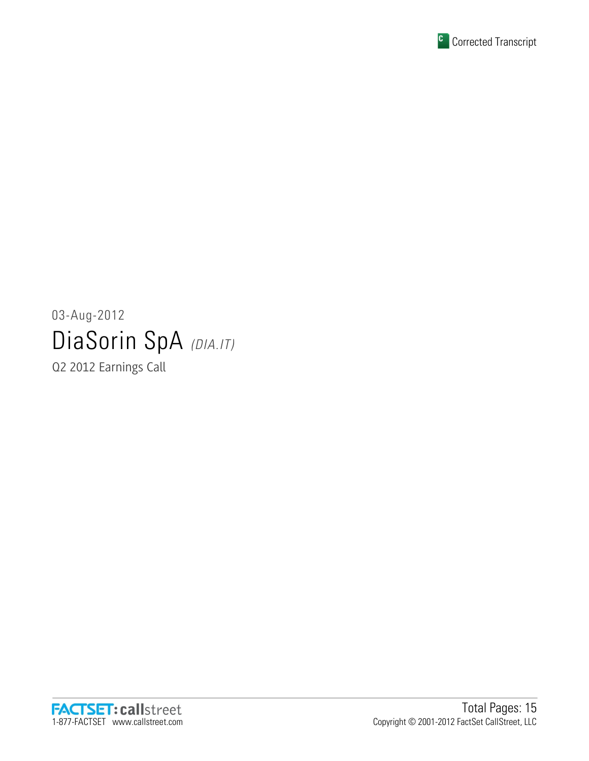Corrected Transcript

03-Aug-2012

# DiaSorin SpA *(DIA.IT)*

Q2 2012 Earnings Call

FACTSET: callstreet
1-877-FACTSET www.callstreet.com

Total Pages: 15
Copyright © 2001-2012 FactSet CallStreet, LLC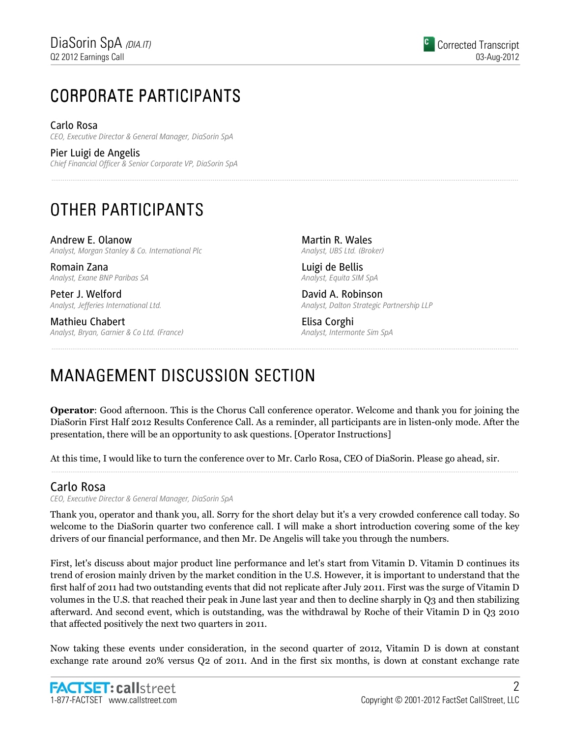# CORPORATE PARTICIPANTS

**Carlo Rosa**
*CEO, Executive Director & General Manager, DiaSorin SpA*

**Pier Luigi de Angelis**
*Chief Financial Officer & Senior Corporate VP, DiaSorin SpA*

# OTHER PARTICIPANTS

**Andrew E. Olanow**
*Analyst, Morgan Stanley & Co. International Plc*

**Romain Zana**
*Analyst, Exane BNP Paribas SA*

**Peter J. Welford**
*Analyst, Jefferies International Ltd.*

**Mathieu Chabert**
*Analyst, Bryan, Garnier & Co Ltd. (France)*

**Martin R. Wales**
*Analyst, UBS Ltd. (Broker)*

**Luigi de Bellis**
*Analyst, Equita SIM SpA*

**David A. Robinson**
*Analyst, Dalton Strategic Partnership LLP*

**Elisa Corghi**
*Analyst, Intermonte Sim SpA*

# MANAGEMENT DISCUSSION SECTION

**Operator**: Good afternoon. This is the Chorus Call conference operator. Welcome and thank you for joining the DiaSorin First Half 2012 Results Conference Call. As a reminder, all participants are in listen-only mode. After the presentation, there will be an opportunity to ask questions. [Operator Instructions]

At this time, I would like to turn the conference over to Mr. Carlo Rosa, CEO of DiaSorin. Please go ahead, sir.

## Carlo Rosa

*CEO, Executive Director & General Manager, DiaSorin SpA*

Thank you, operator and thank you, all. Sorry for the short delay but it's a very crowded conference call today. So welcome to the DiaSorin quarter two conference call. I will make a short introduction covering some of the key drivers of our financial performance, and then Mr. De Angelis will take you through the numbers.

First, let's discuss about major product line performance and let's start from Vitamin D. Vitamin D continues its trend of erosion mainly driven by the market condition in the U.S. However, it is important to understand that the first half of 2011 had two outstanding events that did not replicate after July 2011. First was the surge of Vitamin D volumes in the U.S. that reached their peak in June last year and then to decline sharply in Q3 and then stabilizing afterward. And second event, which is outstanding, was the withdrawal by Roche of their Vitamin D in Q3 2010 that affected positively the next two quarters in 2011.

Now taking these events under consideration, in the second quarter of 2012, Vitamin D is down at constant exchange rate around 20% versus Q2 of 2011. And in the first six months, is down at constant exchange rate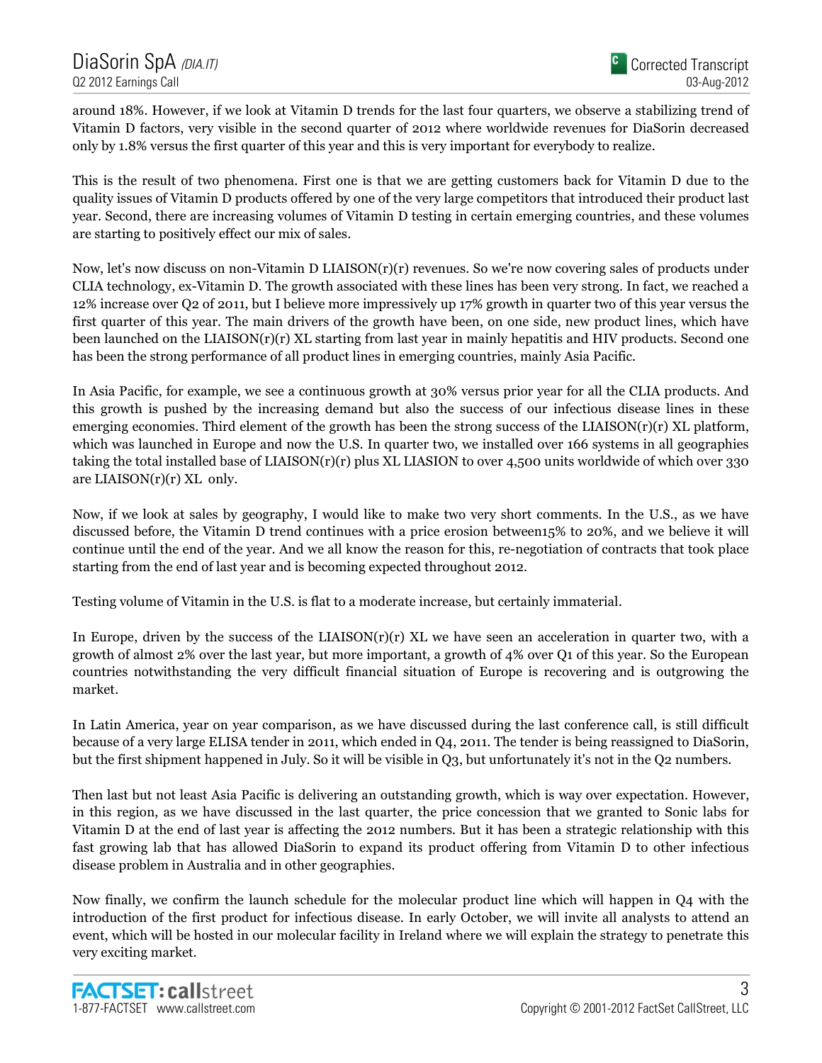around 18%. However, if we look at Vitamin D trends for the last four quarters, we observe a stabilizing trend of Vitamin D factors, very visible in the second quarter of 2012 where worldwide revenues for DiaSorin decreased only by 1.8% versus the first quarter of this year and this is very important for everybody to realize.

This is the result of two phenomena. First one is that we are getting customers back for Vitamin D due to the quality issues of Vitamin D products offered by one of the very large competitors that introduced their product last year. Second, there are increasing volumes of Vitamin D testing in certain emerging countries, and these volumes are starting to positively effect our mix of sales.

Now, let's now discuss on non-Vitamin D LIAISON(r)(r) revenues. So we're now covering sales of products under CLIA technology, ex-Vitamin D. The growth associated with these lines has been very strong. In fact, we reached a 12% increase over Q2 of 2011, but I believe more impressively up 17% growth in quarter two of this year versus the first quarter of this year. The main drivers of the growth have been, on one side, new product lines, which have been launched on the LIAISON(r)(r) XL starting from last year in mainly hepatitis and HIV products. Second one has been the strong performance of all product lines in emerging countries, mainly Asia Pacific.

In Asia Pacific, for example, we see a continuous growth at 30% versus prior year for all the CLIA products. And this growth is pushed by the increasing demand but also the success of our infectious disease lines in these emerging economies. Third element of the growth has been the strong success of the LIAISON(r)(r) XL platform, which was launched in Europe and now the U.S. In quarter two, we installed over 166 systems in all geographies taking the total installed base of LIAISON(r)(r) plus XL LIASION to over 4,500 units worldwide of which over 330 are LIAISON(r)(r) XL only.

Now, if we look at sales by geography, I would like to make two very short comments. In the U.S., as we have discussed before, the Vitamin D trend continues with a price erosion between15% to 20%, and we believe it will continue until the end of the year. And we all know the reason for this, re-negotiation of contracts that took place starting from the end of last year and is becoming expected throughout 2012.

Testing volume of Vitamin in the U.S. is flat to a moderate increase, but certainly immaterial.

In Europe, driven by the success of the LIAISON(r)(r) XL we have seen an acceleration in quarter two, with a growth of almost 2% over the last year, but more important, a growth of 4% over Q1 of this year. So the European countries notwithstanding the very difficult financial situation of Europe is recovering and is outgrowing the market.

In Latin America, year on year comparison, as we have discussed during the last conference call, is still difficult because of a very large ELISA tender in 2011, which ended in Q4, 2011. The tender is being reassigned to DiaSorin, but the first shipment happened in July. So it will be visible in Q3, but unfortunately it's not in the Q2 numbers.

Then last but not least Asia Pacific is delivering an outstanding growth, which is way over expectation. However, in this region, as we have discussed in the last quarter, the price concession that we granted to Sonic labs for Vitamin D at the end of last year is affecting the 2012 numbers. But it has been a strategic relationship with this fast growing lab that has allowed DiaSorin to expand its product offering from Vitamin D to other infectious disease problem in Australia and in other geographies.

Now finally, we confirm the launch schedule for the molecular product line which will happen in Q4 with the introduction of the first product for infectious disease. In early October, we will invite all analysts to attend an event, which will be hosted in our molecular facility in Ireland where we will explain the strategy to penetrate this very exciting market.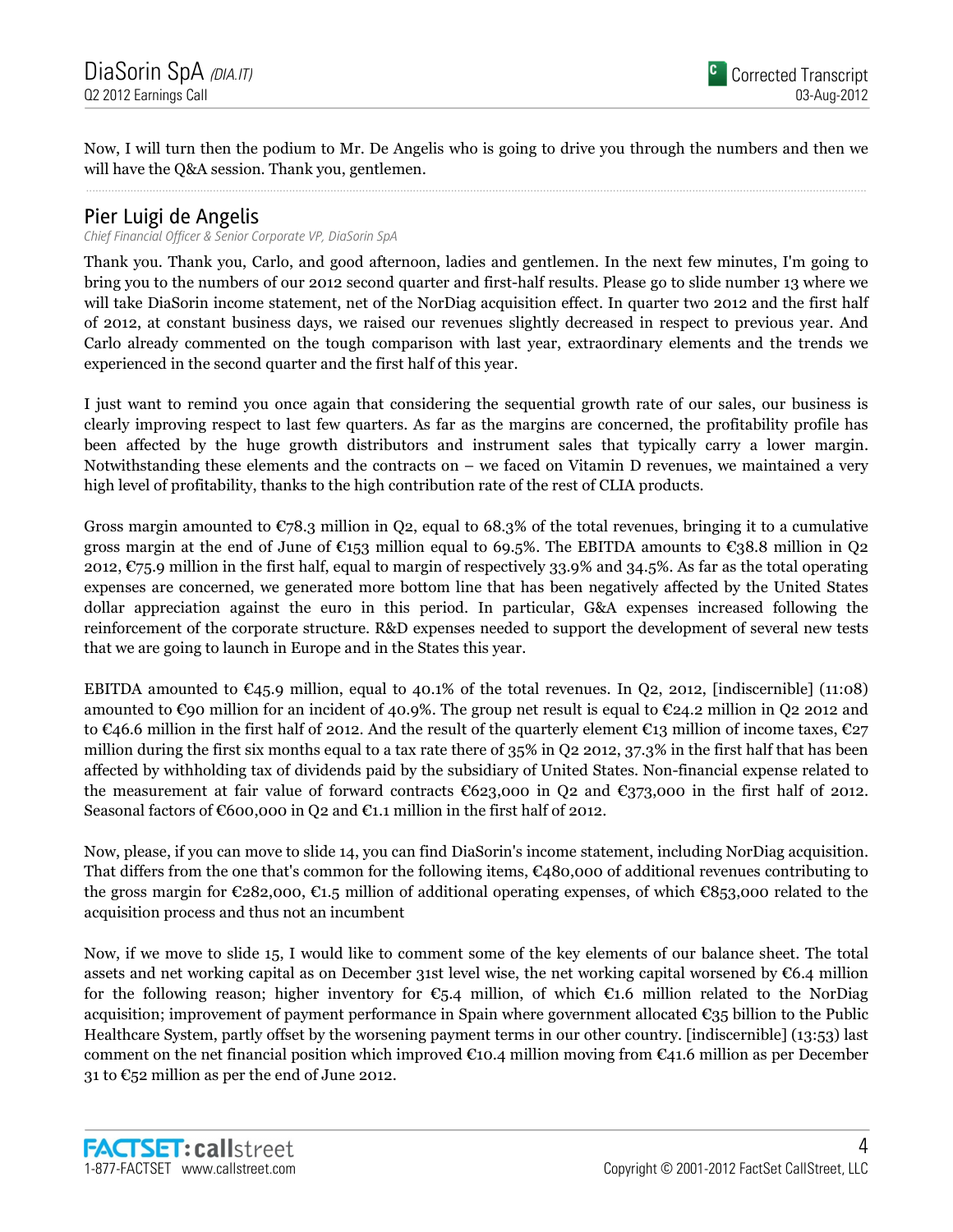Now, I will turn then the podium to Mr. De Angelis who is going to drive you through the numbers and then we will have the Q&A session. Thank you, gentlemen.

## Pier Luigi de Angelis

*Chief Financial Officer & Senior Corporate VP, DiaSorin SpA*

Thank you. Thank you, Carlo, and good afternoon, ladies and gentlemen. In the next few minutes, I'm going to bring you to the numbers of our 2012 second quarter and first-half results. Please go to slide number 13 where we will take DiaSorin income statement, net of the NorDiag acquisition effect. In quarter two 2012 and the first half of 2012, at constant business days, we raised our revenues slightly decreased in respect to previous year. And Carlo already commented on the tough comparison with last year, extraordinary elements and the trends we experienced in the second quarter and the first half of this year.

I just want to remind you once again that considering the sequential growth rate of our sales, our business is clearly improving respect to last few quarters. As far as the margins are concerned, the profitability profile has been affected by the huge growth distributors and instrument sales that typically carry a lower margin. Notwithstanding these elements and the contracts on – we faced on Vitamin D revenues, we maintained a very high level of profitability, thanks to the high contribution rate of the rest of CLIA products.

Gross margin amounted to €78.3 million in Q2, equal to 68.3% of the total revenues, bringing it to a cumulative gross margin at the end of June of €153 million equal to 69.5%. The EBITDA amounts to €38.8 million in Q2 2012, €75.9 million in the first half, equal to margin of respectively 33.9% and 34.5%. As far as the total operating expenses are concerned, we generated more bottom line that has been negatively affected by the United States dollar appreciation against the euro in this period. In particular, G&A expenses increased following the reinforcement of the corporate structure. R&D expenses needed to support the development of several new tests that we are going to launch in Europe and in the States this year.

EBITDA amounted to €45.9 million, equal to 40.1% of the total revenues. In Q2, 2012, [indiscernible] (11:08) amounted to €90 million for an incident of 40.9%. The group net result is equal to €24.2 million in Q2 2012 and to €46.6 million in the first half of 2012. And the result of the quarterly element €13 million of income taxes, €27 million during the first six months equal to a tax rate there of 35% in Q2 2012, 37.3% in the first half that has been affected by withholding tax of dividends paid by the subsidiary of United States. Non-financial expense related to the measurement at fair value of forward contracts €623,000 in Q2 and €373,000 in the first half of 2012. Seasonal factors of €600,000 in Q2 and €1.1 million in the first half of 2012.

Now, please, if you can move to slide 14, you can find DiaSorin's income statement, including NorDiag acquisition. That differs from the one that's common for the following items, €480,000 of additional revenues contributing to the gross margin for €282,000, €1.5 million of additional operating expenses, of which €853,000 related to the acquisition process and thus not an incumbent

Now, if we move to slide 15, I would like to comment some of the key elements of our balance sheet. The total assets and net working capital as on December 31st level wise, the net working capital worsened by €6.4 million for the following reason; higher inventory for €5.4 million, of which €1.6 million related to the NorDiag acquisition; improvement of payment performance in Spain where government allocated €35 billion to the Public Healthcare System, partly offset by the worsening payment terms in our other country. [indiscernible] (13:53) last comment on the net financial position which improved €10.4 million moving from €41.6 million as per December 31 to €52 million as per the end of June 2012.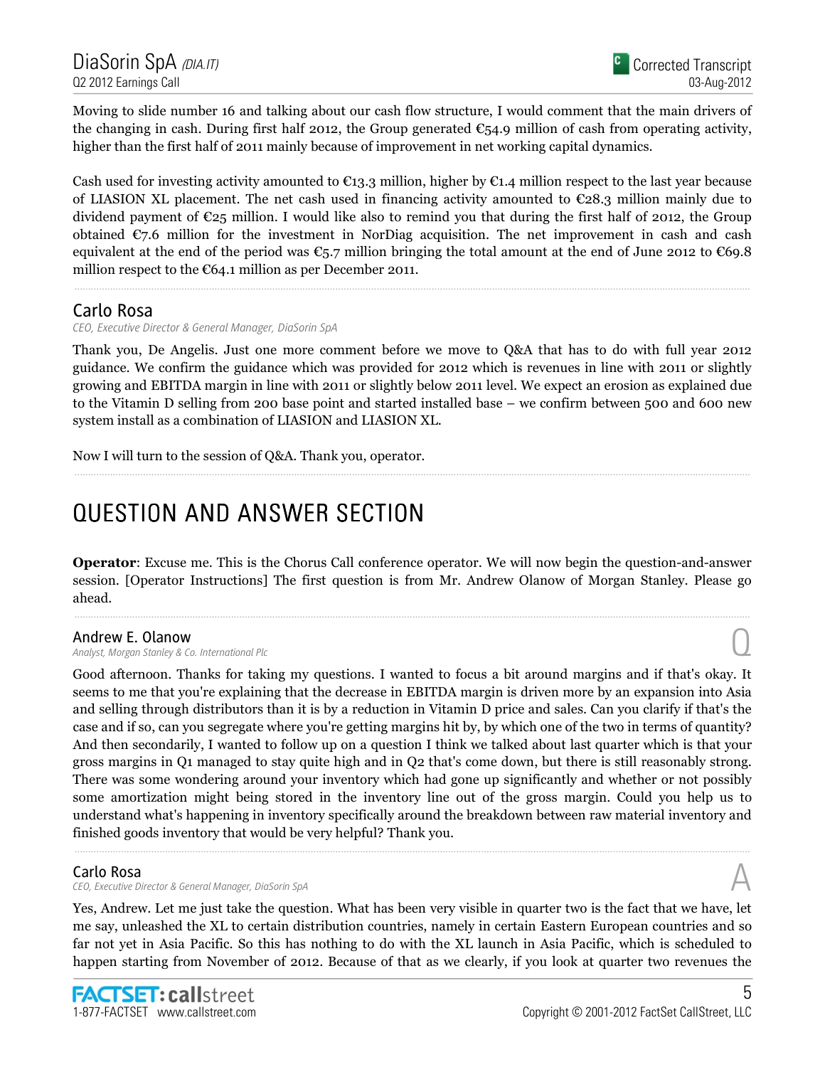Moving to slide number 16 and talking about our cash flow structure, I would comment that the main drivers of the changing in cash. During first half 2012, the Group generated €54.9 million of cash from operating activity, higher than the first half of 2011 mainly because of improvement in net working capital dynamics.

Cash used for investing activity amounted to €13.3 million, higher by €1.4 million respect to the last year because of LIASION XL placement. The net cash used in financing activity amounted to €28.3 million mainly due to dividend payment of €25 million. I would like also to remind you that during the first half of 2012, the Group obtained €7.6 million for the investment in NorDiag acquisition. The net improvement in cash and cash equivalent at the end of the period was €5.7 million bringing the total amount at the end of June 2012 to €69.8 million respect to the €64.1 million as per December 2011.

## Carlo Rosa

*CEO, Executive Director & General Manager, DiaSorin SpA*

Thank you, De Angelis. Just one more comment before we move to Q&A that has to do with full year 2012 guidance. We confirm the guidance which was provided for 2012 which is revenues in line with 2011 or slightly growing and EBITDA margin in line with 2011 or slightly below 2011 level. We expect an erosion as explained due to the Vitamin D selling from 200 base point and started installed base – we confirm between 500 and 600 new system install as a combination of LIASION and LIASION XL.

Now I will turn to the session of Q&A. Thank you, operator.

# QUESTION AND ANSWER SECTION

**Operator**: Excuse me. This is the Chorus Call conference operator. We will now begin the question-and-answer session. [Operator Instructions] The first question is from Mr. Andrew Olanow of Morgan Stanley. Please go ahead.

## Andrew E. Olanow

*Analyst, Morgan Stanley & Co. International Plc*

Q

Good afternoon. Thanks for taking my questions. I wanted to focus a bit around margins and if that's okay. It seems to me that you're explaining that the decrease in EBITDA margin is driven more by an expansion into Asia and selling through distributors than it is by a reduction in Vitamin D price and sales. Can you clarify if that's the case and if so, can you segregate where you're getting margins hit by, by which one of the two in terms of quantity? And then secondarily, I wanted to follow up on a question I think we talked about last quarter which is that your gross margins in Q1 managed to stay quite high and in Q2 that's come down, but there is still reasonably strong. There was some wondering around your inventory which had gone up significantly and whether or not possibly some amortization might being stored in the inventory line out of the gross margin. Could you help us to understand what's happening in inventory specifically around the breakdown between raw material inventory and finished goods inventory that would be very helpful? Thank you.

## Carlo Rosa

*CEO, Executive Director & General Manager, DiaSorin SpA*

A

Yes, Andrew. Let me just take the question. What has been very visible in quarter two is the fact that we have, let me say, unleashed the XL to certain distribution countries, namely in certain Eastern European countries and so far not yet in Asia Pacific. So this has nothing to do with the XL launch in Asia Pacific, which is scheduled to happen starting from November of 2012. Because of that as we clearly, if you look at quarter two revenues the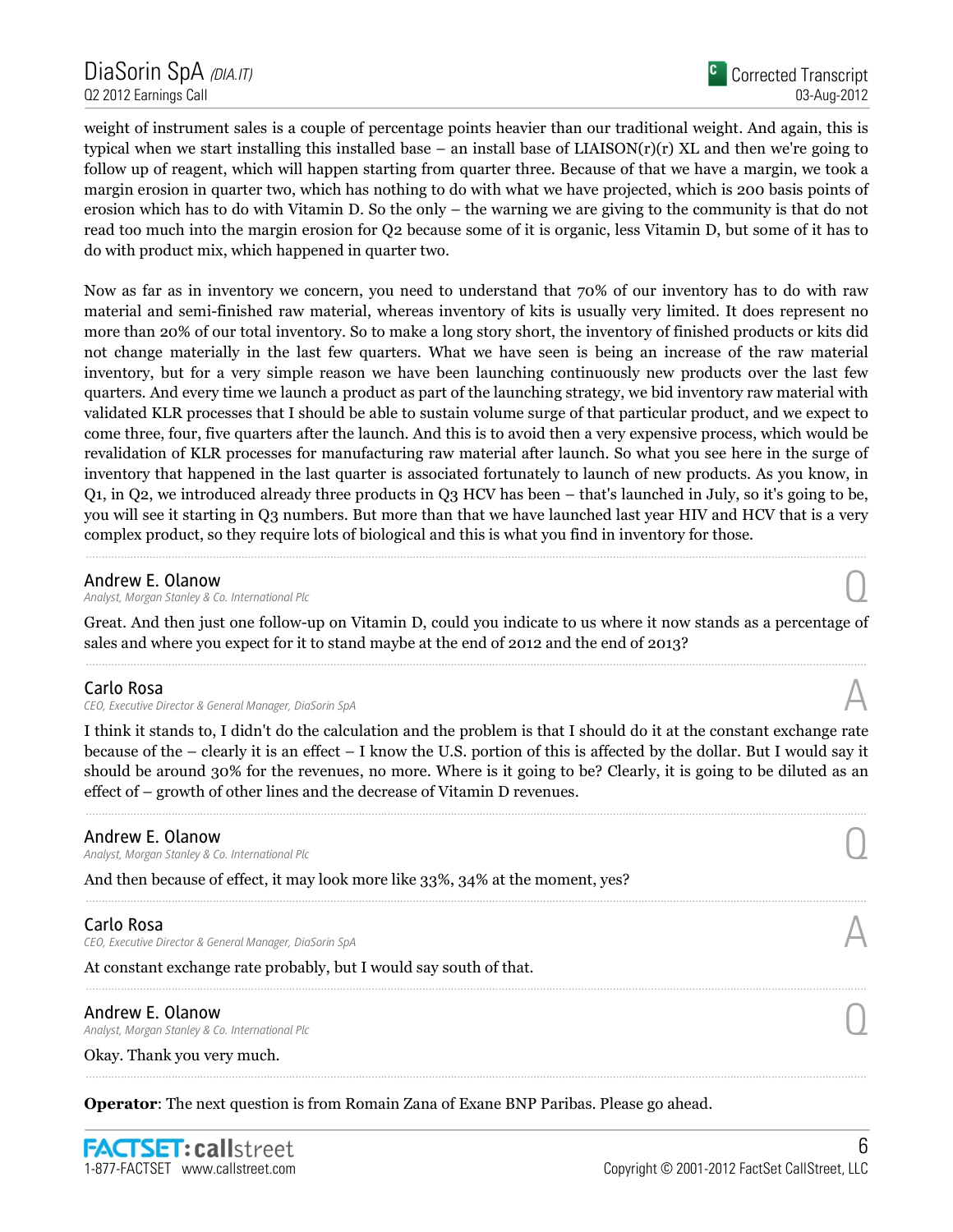weight of instrument sales is a couple of percentage points heavier than our traditional weight. And again, this is typical when we start installing this installed base – an install base of LIAISON(r)(r) XL and then we're going to follow up of reagent, which will happen starting from quarter three. Because of that we have a margin, we took a margin erosion in quarter two, which has nothing to do with what we have projected, which is 200 basis points of erosion which has to do with Vitamin D. So the only – the warning we are giving to the community is that do not read too much into the margin erosion for Q2 because some of it is organic, less Vitamin D, but some of it has to do with product mix, which happened in quarter two.

Now as far as in inventory we concern, you need to understand that 70% of our inventory has to do with raw material and semi-finished raw material, whereas inventory of kits is usually very limited. It does represent no more than 20% of our total inventory. So to make a long story short, the inventory of finished products or kits did not change materially in the last few quarters. What we have seen is being an increase of the raw material inventory, but for a very simple reason we have been launching continuously new products over the last few quarters. And every time we launch a product as part of the launching strategy, we bid inventory raw material with validated KLR processes that I should be able to sustain volume surge of that particular product, and we expect to come three, four, five quarters after the launch. And this is to avoid then a very expensive process, which would be revalidation of KLR processes for manufacturing raw material after launch. So what you see here in the surge of inventory that happened in the last quarter is associated fortunately to launch of new products. As you know, in Q1, in Q2, we introduced already three products in Q3 HCV has been – that's launched in July, so it's going to be, you will see it starting in Q3 numbers. But more than that we have launched last year HIV and HCV that is a very complex product, so they require lots of biological and this is what you find in inventory for those.

---

**Andrew E. Olanow**
*Analyst, Morgan Stanley & Co. International Plc* — Q

Great. And then just one follow-up on Vitamin D, could you indicate to us where it now stands as a percentage of sales and where you expect for it to stand maybe at the end of 2012 and the end of 2013?

---

**Carlo Rosa**
*CEO, Executive Director & General Manager, DiaSorin SpA* — A

I think it stands to, I didn't do the calculation and the problem is that I should do it at the constant exchange rate because of the – clearly it is an effect – I know the U.S. portion of this is affected by the dollar. But I would say it should be around 30% for the revenues, no more. Where is it going to be? Clearly, it is going to be diluted as an effect of – growth of other lines and the decrease of Vitamin D revenues.

---

**Andrew E. Olanow**
*Analyst, Morgan Stanley & Co. International Plc* — Q

And then because of effect, it may look more like 33%, 34% at the moment, yes?

---

**Carlo Rosa**
*CEO, Executive Director & General Manager, DiaSorin SpA* — A

At constant exchange rate probably, but I would say south of that.

---

**Andrew E. Olanow**
*Analyst, Morgan Stanley & Co. International Plc* — Q

Okay. Thank you very much.

---

**Operator**: The next question is from Romain Zana of Exane BNP Paribas. Please go ahead.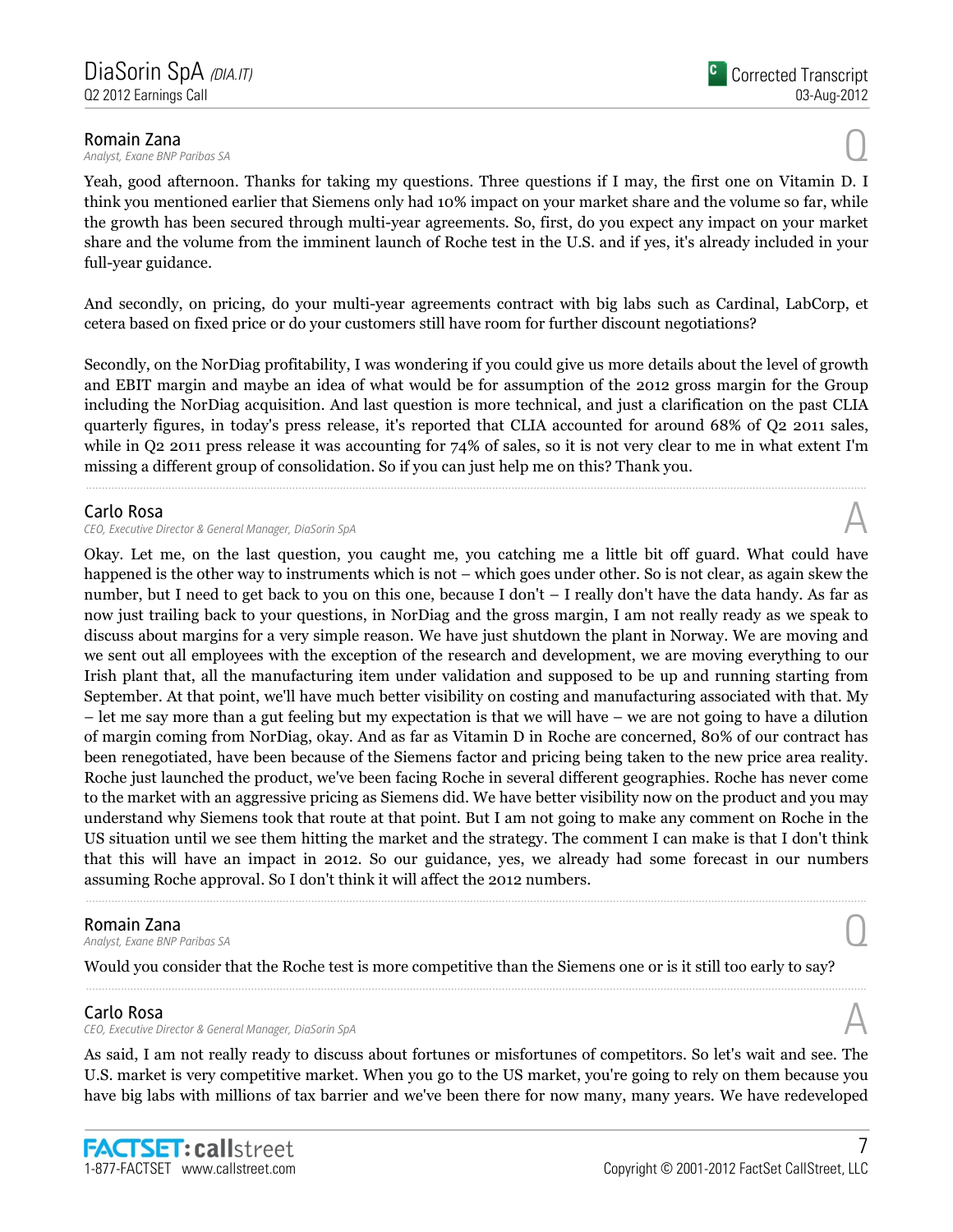**Romain Zana**
*Analyst, Exane BNP Paribas SA*

Q

Yeah, good afternoon. Thanks for taking my questions. Three questions if I may, the first one on Vitamin D. I think you mentioned earlier that Siemens only had 10% impact on your market share and the volume so far, while the growth has been secured through multi-year agreements. So, first, do you expect any impact on your market share and the volume from the imminent launch of Roche test in the U.S. and if yes, it's already included in your full-year guidance.

And secondly, on pricing, do your multi-year agreements contract with big labs such as Cardinal, LabCorp, et cetera based on fixed price or do your customers still have room for further discount negotiations?

Secondly, on the NorDiag profitability, I was wondering if you could give us more details about the level of growth and EBIT margin and maybe an idea of what would be for assumption of the 2012 gross margin for the Group including the NorDiag acquisition. And last question is more technical, and just a clarification on the past CLIA quarterly figures, in today's press release, it's reported that CLIA accounted for around 68% of Q2 2011 sales, while in Q2 2011 press release it was accounting for 74% of sales, so it is not very clear to me in what extent I'm missing a different group of consolidation. So if you can just help me on this? Thank you.

---

**Carlo Rosa**
*CEO, Executive Director & General Manager, DiaSorin SpA*

A

Okay. Let me, on the last question, you caught me, you catching me a little bit off guard. What could have happened is the other way to instruments which is not – which goes under other. So is not clear, as again skew the number, but I need to get back to you on this one, because I don't – I really don't have the data handy. As far as now just trailing back to your questions, in NorDiag and the gross margin, I am not really ready as we speak to discuss about margins for a very simple reason. We have just shutdown the plant in Norway. We are moving and we sent out all employees with the exception of the research and development, we are moving everything to our Irish plant that, all the manufacturing item under validation and supposed to be up and running starting from September. At that point, we'll have much better visibility on costing and manufacturing associated with that. My – let me say more than a gut feeling but my expectation is that we will have – we are not going to have a dilution of margin coming from NorDiag, okay. And as far as Vitamin D in Roche are concerned, 80% of our contract has been renegotiated, have been because of the Siemens factor and pricing being taken to the new price area reality. Roche just launched the product, we've been facing Roche in several different geographies. Roche has never come to the market with an aggressive pricing as Siemens did. We have better visibility now on the product and you may understand why Siemens took that route at that point. But I am not going to make any comment on Roche in the US situation until we see them hitting the market and the strategy. The comment I can make is that I don't think that this will have an impact in 2012. So our guidance, yes, we already had some forecast in our numbers assuming Roche approval. So I don't think it will affect the 2012 numbers.

---

**Romain Zana**
*Analyst, Exane BNP Paribas SA*

Q

Would you consider that the Roche test is more competitive than the Siemens one or is it still too early to say?

---

**Carlo Rosa**
*CEO, Executive Director & General Manager, DiaSorin SpA*

A

As said, I am not really ready to discuss about fortunes or misfortunes of competitors. So let's wait and see. The U.S. market is very competitive market. When you go to the US market, you're going to rely on them because you have big labs with millions of tax barrier and we've been there for now many, many years. We have redeveloped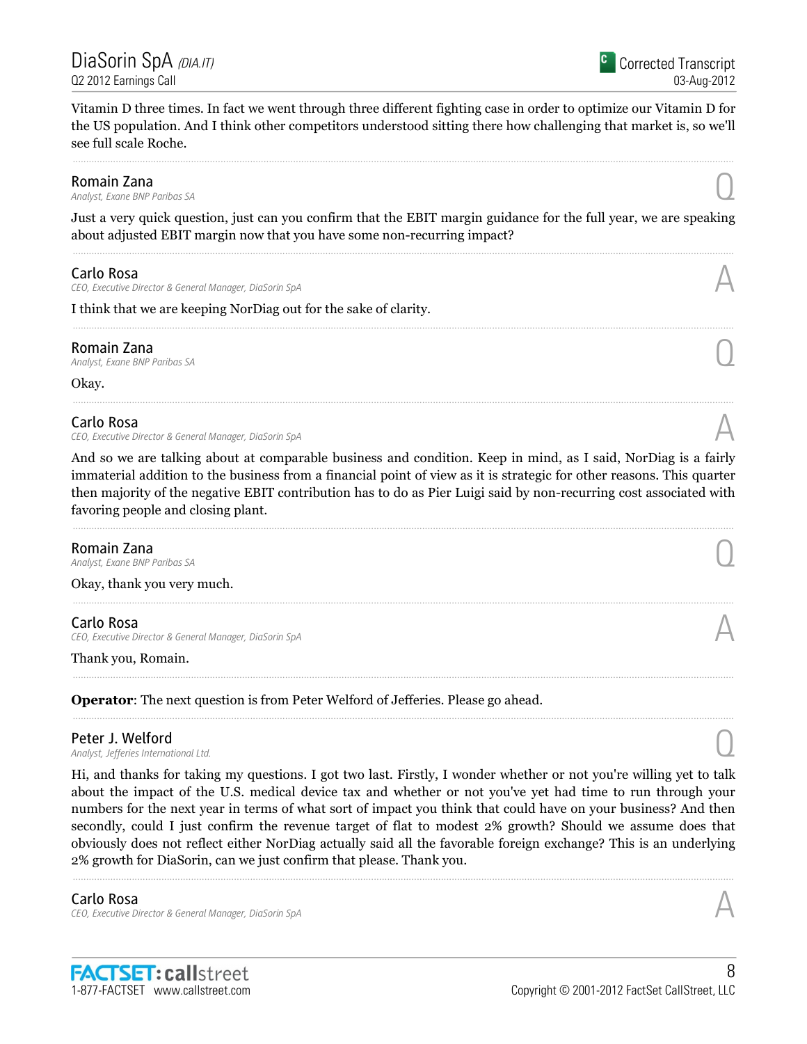Vitamin D three times. In fact we went through three different fighting case in order to optimize our Vitamin D for the US population. And I think other competitors understood sitting there how challenging that market is, so we'll see full scale Roche.

---

**Romain Zana**
*Analyst, Exane BNP Paribas SA* — Q

Just a very quick question, just can you confirm that the EBIT margin guidance for the full year, we are speaking about adjusted EBIT margin now that you have some non-recurring impact?

---

**Carlo Rosa**
*CEO, Executive Director & General Manager, DiaSorin SpA* — A

I think that we are keeping NorDiag out for the sake of clarity.

---

**Romain Zana**
*Analyst, Exane BNP Paribas SA* — Q

Okay.

---

**Carlo Rosa**
*CEO, Executive Director & General Manager, DiaSorin SpA* — A

And so we are talking about at comparable business and condition. Keep in mind, as I said, NorDiag is a fairly immaterial addition to the business from a financial point of view as it is strategic for other reasons. This quarter then majority of the negative EBIT contribution has to do as Pier Luigi said by non-recurring cost associated with favoring people and closing plant.

---

**Romain Zana**
*Analyst, Exane BNP Paribas SA* — Q

Okay, thank you very much.

---

**Carlo Rosa**
*CEO, Executive Director & General Manager, DiaSorin SpA* — A

Thank you, Romain.

---

**Operator**: The next question is from Peter Welford of Jefferies. Please go ahead.

---

**Peter J. Welford**
*Analyst, Jefferies International Ltd.* — Q

Hi, and thanks for taking my questions. I got two last. Firstly, I wonder whether or not you're willing yet to talk about the impact of the U.S. medical device tax and whether or not you've yet had time to run through your numbers for the next year in terms of what sort of impact you think that could have on your business? And then secondly, could I just confirm the revenue target of flat to modest 2% growth? Should we assume does that obviously does not reflect either NorDiag actually said all the favorable foreign exchange? This is an underlying 2% growth for DiaSorin, can we just confirm that please. Thank you.

---

**Carlo Rosa**
*CEO, Executive Director & General Manager, DiaSorin SpA* — A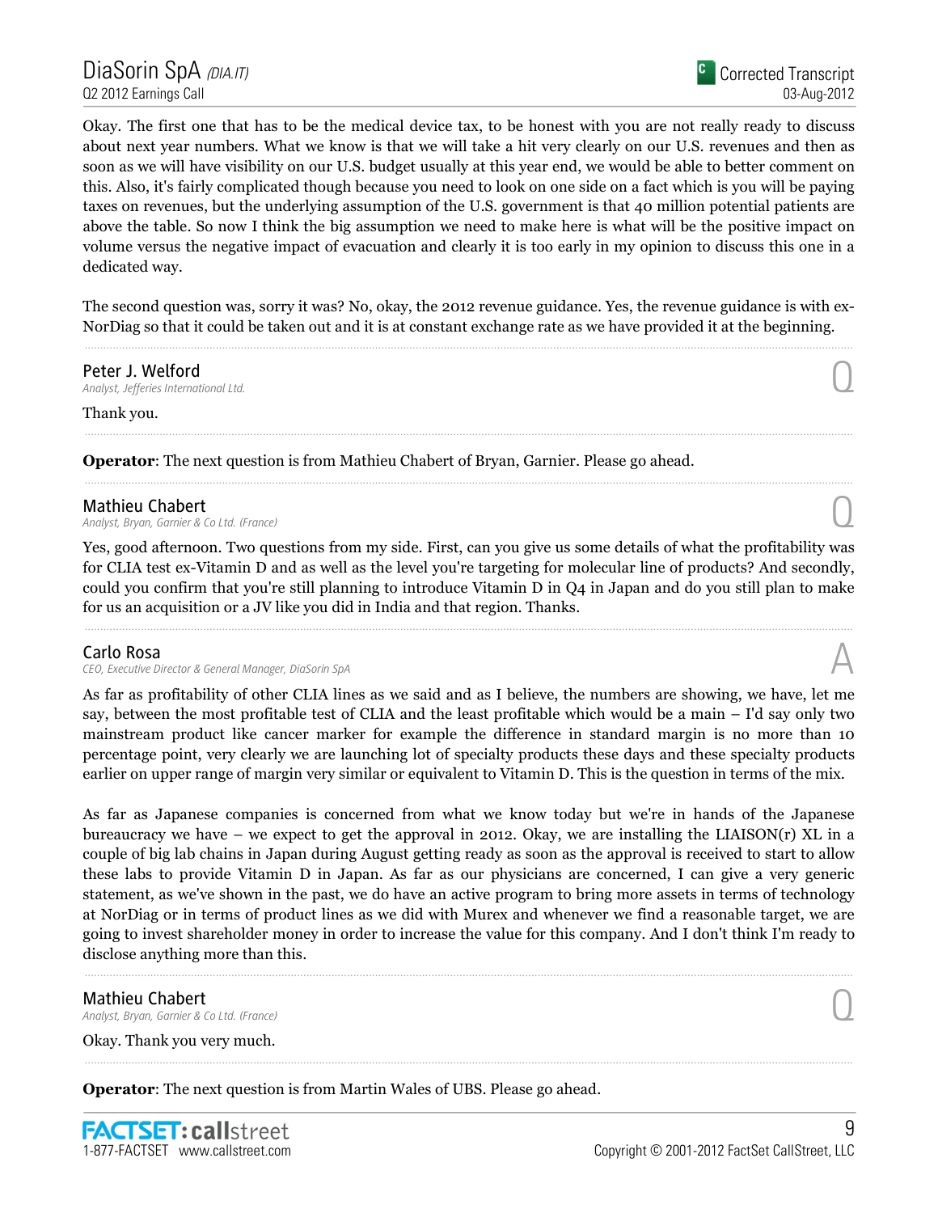Okay. The first one that has to be the medical device tax, to be honest with you are not really ready to discuss about next year numbers. What we know is that we will take a hit very clearly on our U.S. revenues and then as soon as we will have visibility on our U.S. budget usually at this year end, we would be able to better comment on this. Also, it's fairly complicated though because you need to look on one side on a fact which is you will be paying taxes on revenues, but the underlying assumption of the U.S. government is that 40 million potential patients are above the table. So now I think the big assumption we need to make here is what will be the positive impact on volume versus the negative impact of evacuation and clearly it is too early in my opinion to discuss this one in a dedicated way.

The second question was, sorry it was? No, okay, the 2012 revenue guidance. Yes, the revenue guidance is with ex-NorDiag so that it could be taken out and it is at constant exchange rate as we have provided it at the beginning.

---

**Peter J. Welford**
*Analyst, Jefferies International Ltd.*

Q

Thank you.

---

**Operator**: The next question is from Mathieu Chabert of Bryan, Garnier. Please go ahead.

---

**Mathieu Chabert**
*Analyst, Bryan, Garnier & Co Ltd. (France)*

Q

Yes, good afternoon. Two questions from my side. First, can you give us some details of what the profitability was for CLIA test ex-Vitamin D and as well as the level you're targeting for molecular line of products? And secondly, could you confirm that you're still planning to introduce Vitamin D in Q4 in Japan and do you still plan to make for us an acquisition or a JV like you did in India and that region. Thanks.

---

**Carlo Rosa**
*CEO, Executive Director & General Manager, DiaSorin SpA*

A

As far as profitability of other CLIA lines as we said and as I believe, the numbers are showing, we have, let me say, between the most profitable test of CLIA and the least profitable which would be a main – I'd say only two mainstream product like cancer marker for example the difference in standard margin is no more than 10 percentage point, very clearly we are launching lot of specialty products these days and these specialty products earlier on upper range of margin very similar or equivalent to Vitamin D. This is the question in terms of the mix.

As far as Japanese companies is concerned from what we know today but we're in hands of the Japanese bureaucracy we have – we expect to get the approval in 2012. Okay, we are installing the LIAISON(r) XL in a couple of big lab chains in Japan during August getting ready as soon as the approval is received to start to allow these labs to provide Vitamin D in Japan. As far as our physicians are concerned, I can give a very generic statement, as we've shown in the past, we do have an active program to bring more assets in terms of technology at NorDiag or in terms of product lines as we did with Murex and whenever we find a reasonable target, we are going to invest shareholder money in order to increase the value for this company. And I don't think I'm ready to disclose anything more than this.

---

**Mathieu Chabert**
*Analyst, Bryan, Garnier & Co Ltd. (France)*

Q

Okay. Thank you very much.

---

**Operator**: The next question is from Martin Wales of UBS. Please go ahead.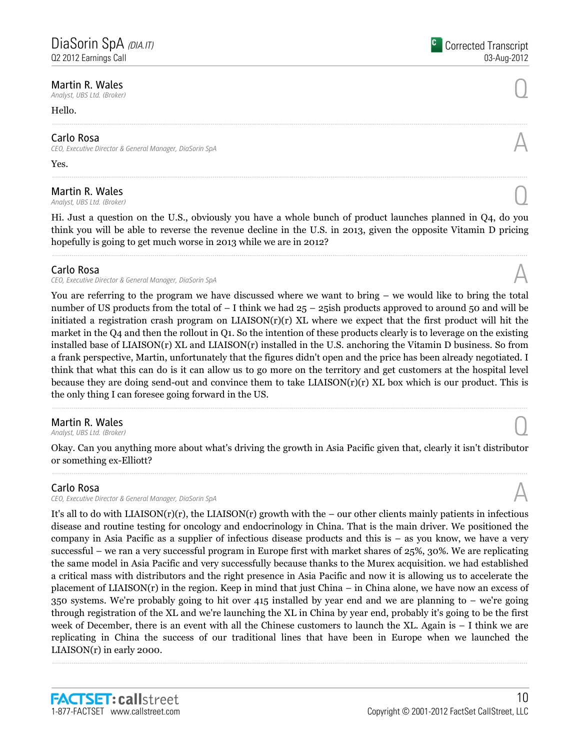**Martin R. Wales**
*Analyst, UBS Ltd. (Broker)* Q

Hello.

---

**Carlo Rosa**
*CEO, Executive Director & General Manager, DiaSorin SpA* A

Yes.

---

**Martin R. Wales**
*Analyst, UBS Ltd. (Broker)* Q

Hi. Just a question on the U.S., obviously you have a whole bunch of product launches planned in Q4, do you think you will be able to reverse the revenue decline in the U.S. in 2013, given the opposite Vitamin D pricing hopefully is going to get much worse in 2013 while we are in 2012?

---

**Carlo Rosa**
*CEO, Executive Director & General Manager, DiaSorin SpA* A

You are referring to the program we have discussed where we want to bring – we would like to bring the total number of US products from the total of – I think we had 25 – 25ish products approved to around 50 and will be initiated a registration crash program on LIAISON(r)(r) XL where we expect that the first product will hit the market in the Q4 and then the rollout in Q1. So the intention of these products clearly is to leverage on the existing installed base of LIAISON(r) XL and LIAISON(r) installed in the U.S. anchoring the Vitamin D business. So from a frank perspective, Martin, unfortunately that the figures didn't open and the price has been already negotiated. I think that what this can do is it can allow us to go more on the territory and get customers at the hospital level because they are doing send-out and convince them to take LIAISON(r)(r) XL box which is our product. This is the only thing I can foresee going forward in the US.

---

**Martin R. Wales**
*Analyst, UBS Ltd. (Broker)* Q

Okay. Can you anything more about what's driving the growth in Asia Pacific given that, clearly it isn't distributor or something ex-Elliott?

---

**Carlo Rosa**
*CEO, Executive Director & General Manager, DiaSorin SpA* A

It's all to do with LIAISON(r)(r), the LIAISON(r) growth with the – our other clients mainly patients in infectious disease and routine testing for oncology and endocrinology in China. That is the main driver. We positioned the company in Asia Pacific as a supplier of infectious disease products and this is – as you know, we have a very successful – we ran a very successful program in Europe first with market shares of 25%, 30%. We are replicating the same model in Asia Pacific and very successfully because thanks to the Murex acquisition. we had established a critical mass with distributors and the right presence in Asia Pacific and now it is allowing us to accelerate the placement of LIAISON(r) in the region. Keep in mind that just China – in China alone, we have now an excess of 350 systems. We're probably going to hit over 415 installed by year end and we are planning to – we're going through registration of the XL and we're launching the XL in China by year end, probably it's going to be the first week of December, there is an event with all the Chinese customers to launch the XL. Again is – I think we are replicating in China the success of our traditional lines that have been in Europe when we launched the LIAISON(r) in early 2000.

---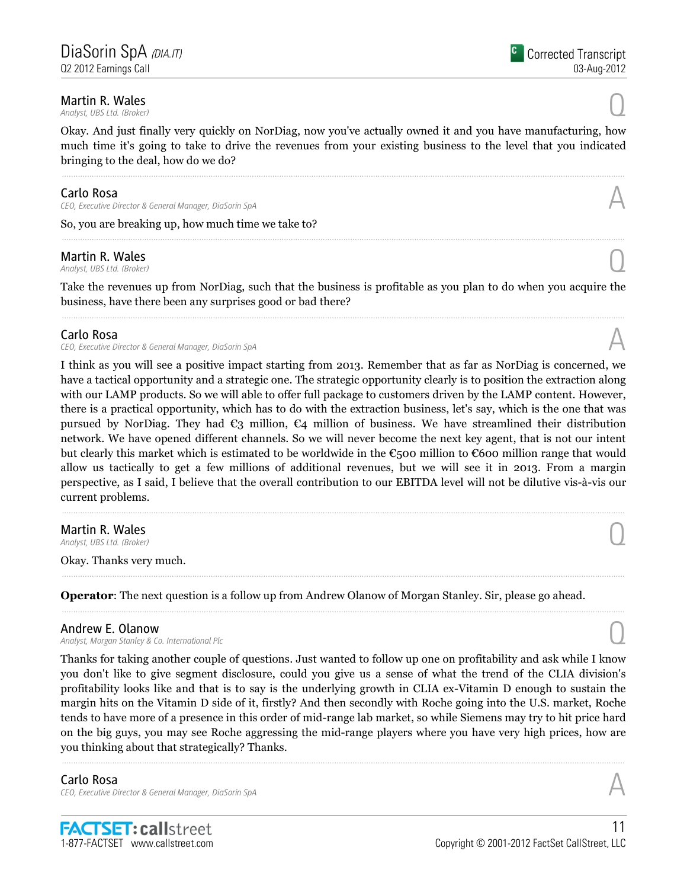**Martin R. Wales**
*Analyst, UBS Ltd. (Broker)*

Q

Okay. And just finally very quickly on NorDiag, now you've actually owned it and you have manufacturing, how much time it's going to take to drive the revenues from your existing business to the level that you indicated bringing to the deal, how do we do?

---

**Carlo Rosa**
*CEO, Executive Director & General Manager, DiaSorin SpA*

A

So, you are breaking up, how much time we take to?

---

**Martin R. Wales**
*Analyst, UBS Ltd. (Broker)*

Q

Take the revenues up from NorDiag, such that the business is profitable as you plan to do when you acquire the business, have there been any surprises good or bad there?

---

**Carlo Rosa**
*CEO, Executive Director & General Manager, DiaSorin SpA*

A

I think as you will see a positive impact starting from 2013. Remember that as far as NorDiag is concerned, we have a tactical opportunity and a strategic one. The strategic opportunity clearly is to position the extraction along with our LAMP products. So we will able to offer full package to customers driven by the LAMP content. However, there is a practical opportunity, which has to do with the extraction business, let's say, which is the one that was pursued by NorDiag. They had €3 million, €4 million of business. We have streamlined their distribution network. We have opened different channels. So we will never become the next key agent, that is not our intent but clearly this market which is estimated to be worldwide in the €500 million to €600 million range that would allow us tactically to get a few millions of additional revenues, but we will see it in 2013. From a margin perspective, as I said, I believe that the overall contribution to our EBITDA level will not be dilutive vis-à-vis our current problems.

---

**Martin R. Wales**
*Analyst, UBS Ltd. (Broker)*

Q

Okay. Thanks very much.

---

**Operator**: The next question is a follow up from Andrew Olanow of Morgan Stanley. Sir, please go ahead.

---

**Andrew E. Olanow**
*Analyst, Morgan Stanley & Co. International Plc*

Q

Thanks for taking another couple of questions. Just wanted to follow up one on profitability and ask while I know you don't like to give segment disclosure, could you give us a sense of what the trend of the CLIA division's profitability looks like and that is to say is the underlying growth in CLIA ex-Vitamin D enough to sustain the margin hits on the Vitamin D side of it, firstly? And then secondly with Roche going into the U.S. market, Roche tends to have more of a presence in this order of mid-range lab market, so while Siemens may try to hit price hard on the big guys, you may see Roche aggressing the mid-range players where you have very high prices, how are you thinking about that strategically? Thanks.

---

**Carlo Rosa**
*CEO, Executive Director & General Manager, DiaSorin SpA*

A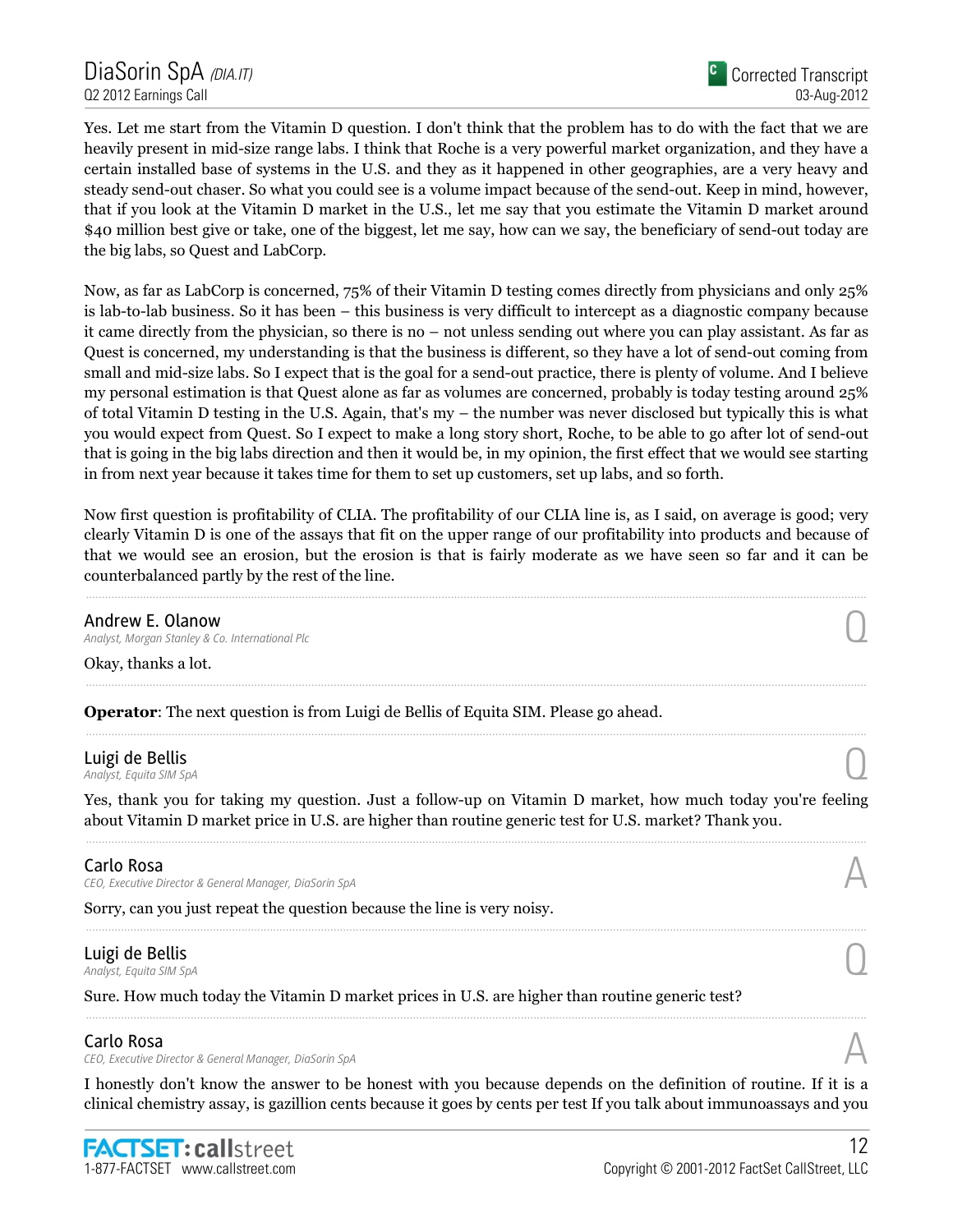Yes. Let me start from the Vitamin D question. I don't think that the problem has to do with the fact that we are heavily present in mid-size range labs. I think that Roche is a very powerful market organization, and they have a certain installed base of systems in the U.S. and they as it happened in other geographies, are a very heavy and steady send-out chaser. So what you could see is a volume impact because of the send-out. Keep in mind, however, that if you look at the Vitamin D market in the U.S., let me say that you estimate the Vitamin D market around $40 million best give or take, one of the biggest, let me say, how can we say, the beneficiary of send-out today are the big labs, so Quest and LabCorp.

Now, as far as LabCorp is concerned, 75% of their Vitamin D testing comes directly from physicians and only 25% is lab-to-lab business. So it has been – this business is very difficult to intercept as a diagnostic company because it came directly from the physician, so there is no – not unless sending out where you can play assistant. As far as Quest is concerned, my understanding is that the business is different, so they have a lot of send-out coming from small and mid-size labs. So I expect that is the goal for a send-out practice, there is plenty of volume. And I believe my personal estimation is that Quest alone as far as volumes are concerned, probably is today testing around 25% of total Vitamin D testing in the U.S. Again, that's my – the number was never disclosed but typically this is what you would expect from Quest. So I expect to make a long story short, Roche, to be able to go after lot of send-out that is going in the big labs direction and then it would be, in my opinion, the first effect that we would see starting in from next year because it takes time for them to set up customers, set up labs, and so forth.

Now first question is profitability of CLIA. The profitability of our CLIA line is, as I said, on average is good; very clearly Vitamin D is one of the assays that fit on the upper range of our profitability into products and because of that we would see an erosion, but the erosion is that is fairly moderate as we have seen so far and it can be counterbalanced partly by the rest of the line.

---

**Andrew E. Olanow**
*Analyst, Morgan Stanley & Co. International Plc* — Q

Okay, thanks a lot.

---

**Operator**: The next question is from Luigi de Bellis of Equita SIM. Please go ahead.

---

**Luigi de Bellis**
*Analyst, Equita SIM SpA* — Q

Yes, thank you for taking my question. Just a follow-up on Vitamin D market, how much today you're feeling about Vitamin D market price in U.S. are higher than routine generic test for U.S. market? Thank you.

---

**Carlo Rosa**
*CEO, Executive Director & General Manager, DiaSorin SpA* — A

Sorry, can you just repeat the question because the line is very noisy.

---

**Luigi de Bellis**
*Analyst, Equita SIM SpA* — Q

Sure. How much today the Vitamin D market prices in U.S. are higher than routine generic test?

---

**Carlo Rosa**
*CEO, Executive Director & General Manager, DiaSorin SpA* — A

I honestly don't know the answer to be honest with you because depends on the definition of routine. If it is a clinical chemistry assay, is gazillion cents because it goes by cents per test If you talk about immunoassays and you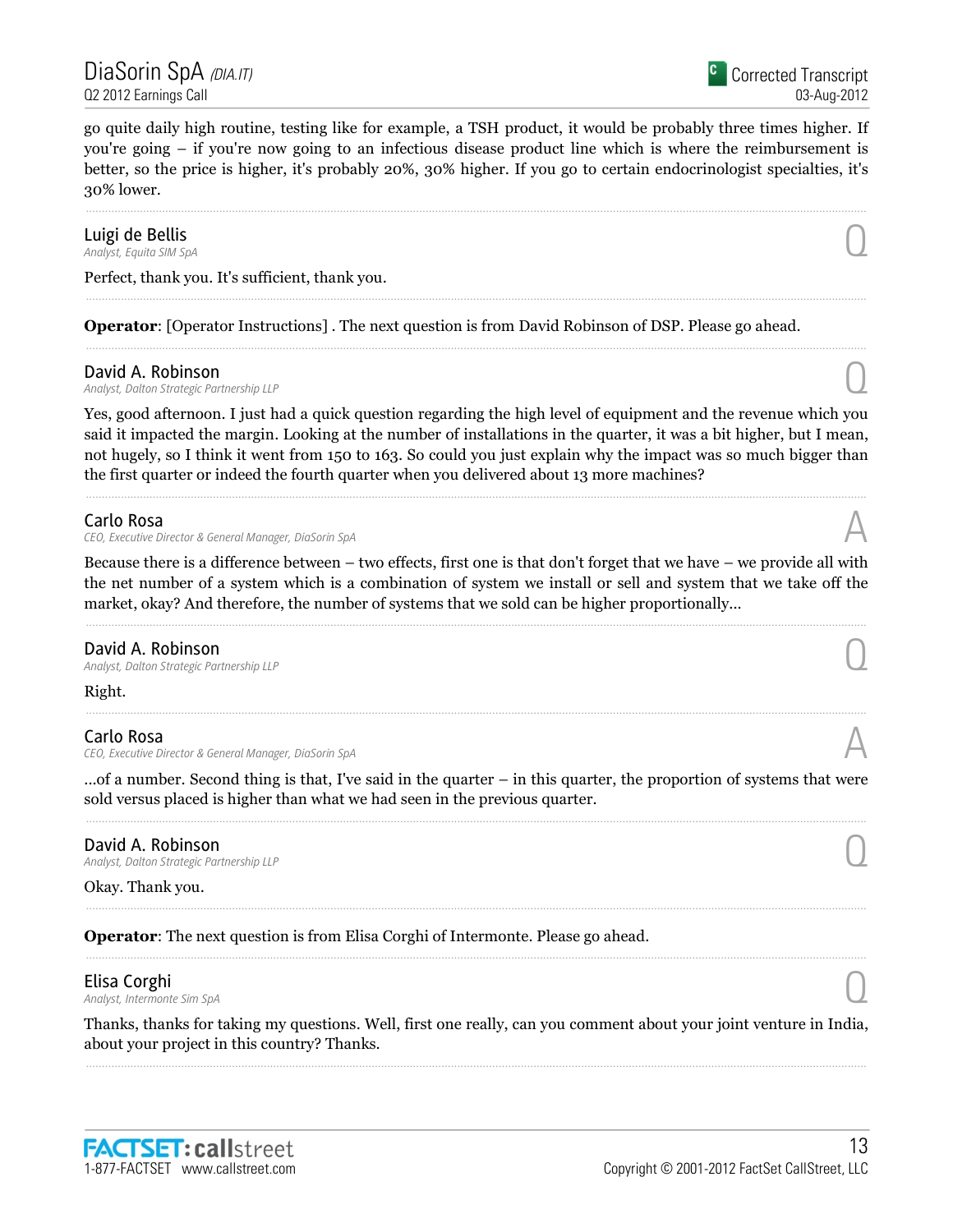go quite daily high routine, testing like for example, a TSH product, it would be probably three times higher. If you're going – if you're now going to an infectious disease product line which is where the reimbursement is better, so the price is higher, it's probably 20%, 30% higher. If you go to certain endocrinologist specialties, it's 30% lower.

---

**Luigi de Bellis**
*Analyst, Equita SIM SpA* — Q

Perfect, thank you. It's sufficient, thank you.

---

**Operator**: [Operator Instructions] . The next question is from David Robinson of DSP. Please go ahead.

---

**David A. Robinson**
*Analyst, Dalton Strategic Partnership LLP* — Q

Yes, good afternoon. I just had a quick question regarding the high level of equipment and the revenue which you said it impacted the margin. Looking at the number of installations in the quarter, it was a bit higher, but I mean, not hugely, so I think it went from 150 to 163. So could you just explain why the impact was so much bigger than the first quarter or indeed the fourth quarter when you delivered about 13 more machines?

---

**Carlo Rosa**
*CEO, Executive Director & General Manager, DiaSorin SpA* — A

Because there is a difference between – two effects, first one is that don't forget that we have – we provide all with the net number of a system which is a combination of system we install or sell and system that we take off the market, okay? And therefore, the number of systems that we sold can be higher proportionally...

---

**David A. Robinson**
*Analyst, Dalton Strategic Partnership LLP* — Q

Right.

---

**Carlo Rosa**
*CEO, Executive Director & General Manager, DiaSorin SpA* — A

...of a number. Second thing is that, I've said in the quarter – in this quarter, the proportion of systems that were sold versus placed is higher than what we had seen in the previous quarter.

---

**David A. Robinson**
*Analyst, Dalton Strategic Partnership LLP* — Q

Okay. Thank you.

---

**Operator**: The next question is from Elisa Corghi of Intermonte. Please go ahead.

---

**Elisa Corghi**
*Analyst, Intermonte Sim SpA* — Q

Thanks, thanks for taking my questions. Well, first one really, can you comment about your joint venture in India, about your project in this country? Thanks.

---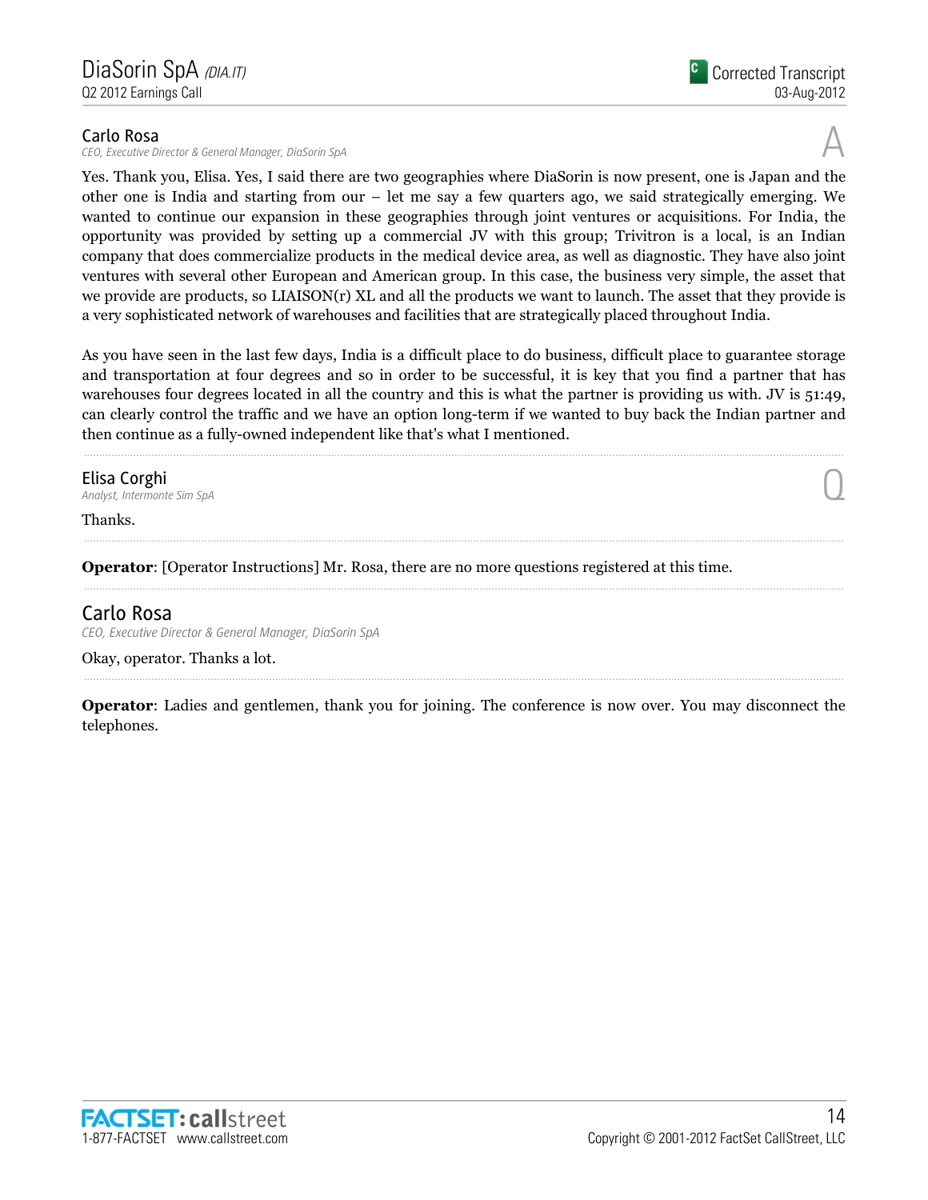**Carlo Rosa**
*CEO, Executive Director & General Manager, DiaSorin SpA*

A

Yes. Thank you, Elisa. Yes, I said there are two geographies where DiaSorin is now present, one is Japan and the other one is India and starting from our – let me say a few quarters ago, we said strategically emerging. We wanted to continue our expansion in these geographies through joint ventures or acquisitions. For India, the opportunity was provided by setting up a commercial JV with this group; Trivitron is a local, is an Indian company that does commercialize products in the medical device area, as well as diagnostic. They have also joint ventures with several other European and American group. In this case, the business very simple, the asset that we provide are products, so LIAISON(r) XL and all the products we want to launch. The asset that they provide is a very sophisticated network of warehouses and facilities that are strategically placed throughout India.

As you have seen in the last few days, India is a difficult place to do business, difficult place to guarantee storage and transportation at four degrees and so in order to be successful, it is key that you find a partner that has warehouses four degrees located in all the country and this is what the partner is providing us with. JV is 51:49, can clearly control the traffic and we have an option long-term if we wanted to buy back the Indian partner and then continue as a fully-owned independent like that's what I mentioned.

---

**Elisa Corghi**
*Analyst, Intermonte Sim SpA*

Q

Thanks.

---

**Operator**: [Operator Instructions] Mr. Rosa, there are no more questions registered at this time.

---

**Carlo Rosa**
*CEO, Executive Director & General Manager, DiaSorin SpA*

Okay, operator. Thanks a lot.

---

**Operator**: Ladies and gentlemen, thank you for joining. The conference is now over. You may disconnect the telephones.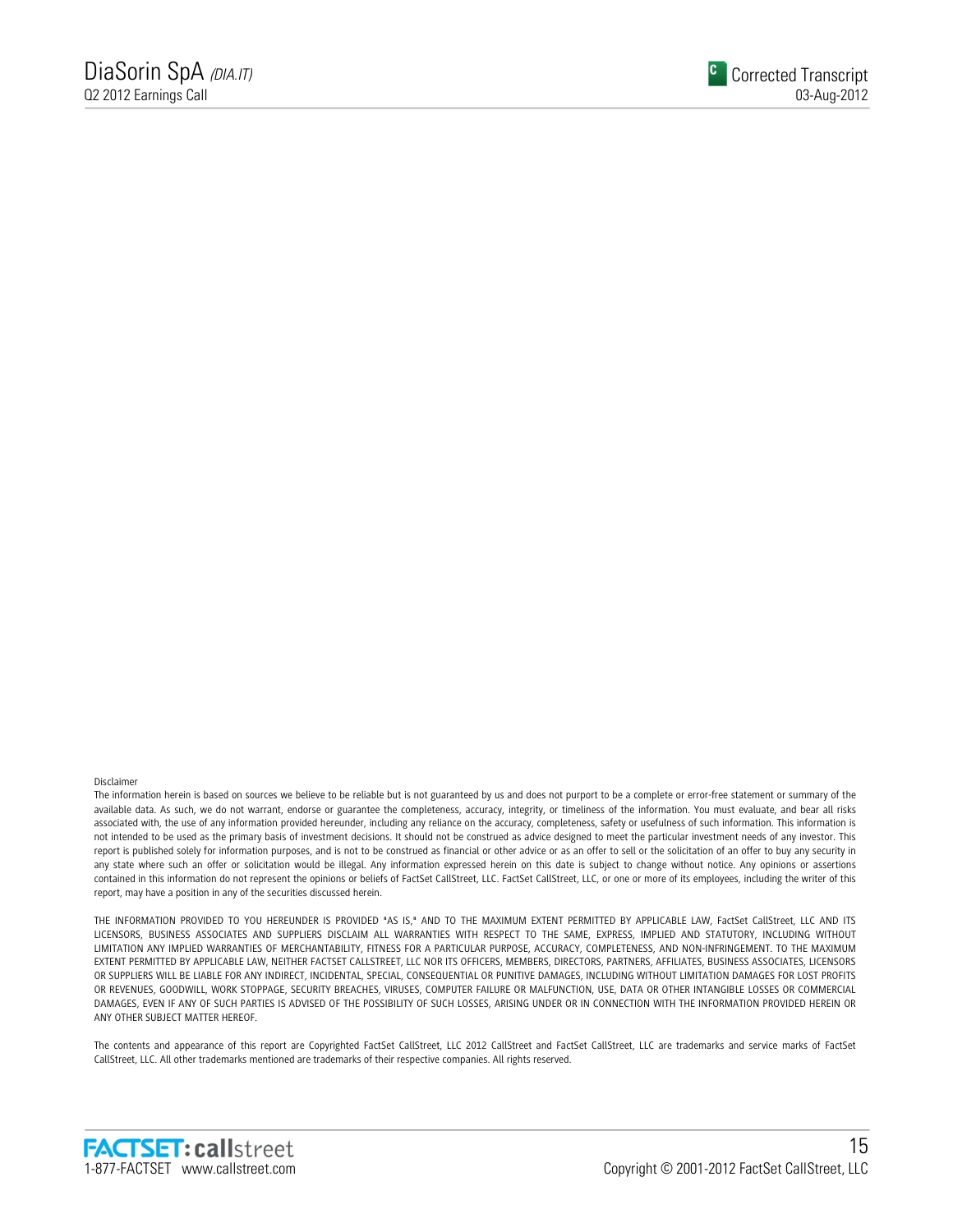Disclaimer

The information herein is based on sources we believe to be reliable but is not guaranteed by us and does not purport to be a complete or error-free statement or summary of the available data. As such, we do not warrant, endorse or guarantee the completeness, accuracy, integrity, or timeliness of the information. You must evaluate, and bear all risks associated with, the use of any information provided hereunder, including any reliance on the accuracy, completeness, safety or usefulness of such information. This information is not intended to be used as the primary basis of investment decisions. It should not be construed as advice designed to meet the particular investment needs of any investor. This report is published solely for information purposes, and is not to be construed as financial or other advice or as an offer to sell or the solicitation of an offer to buy any security in any state where such an offer or solicitation would be illegal. Any information expressed herein on this date is subject to change without notice. Any opinions or assertions contained in this information do not represent the opinions or beliefs of FactSet CallStreet, LLC. FactSet CallStreet, LLC, or one or more of its employees, including the writer of this report, may have a position in any of the securities discussed herein.

THE INFORMATION PROVIDED TO YOU HEREUNDER IS PROVIDED "AS IS," AND TO THE MAXIMUM EXTENT PERMITTED BY APPLICABLE LAW, FactSet CallStreet, LLC AND ITS LICENSORS, BUSINESS ASSOCIATES AND SUPPLIERS DISCLAIM ALL WARRANTIES WITH RESPECT TO THE SAME, EXPRESS, IMPLIED AND STATUTORY, INCLUDING WITHOUT LIMITATION ANY IMPLIED WARRANTIES OF MERCHANTABILITY, FITNESS FOR A PARTICULAR PURPOSE, ACCURACY, COMPLETENESS, AND NON-INFRINGEMENT. TO THE MAXIMUM EXTENT PERMITTED BY APPLICABLE LAW, NEITHER FACTSET CALLSTREET, LLC NOR ITS OFFICERS, MEMBERS, DIRECTORS, PARTNERS, AFFILIATES, BUSINESS ASSOCIATES, LICENSORS OR SUPPLIERS WILL BE LIABLE FOR ANY INDIRECT, INCIDENTAL, SPECIAL, CONSEQUENTIAL OR PUNITIVE DAMAGES, INCLUDING WITHOUT LIMITATION DAMAGES FOR LOST PROFITS OR REVENUES, GOODWILL, WORK STOPPAGE, SECURITY BREACHES, VIRUSES, COMPUTER FAILURE OR MALFUNCTION, USE, DATA OR OTHER INTANGIBLE LOSSES OR COMMERCIAL DAMAGES, EVEN IF ANY OF SUCH PARTIES IS ADVISED OF THE POSSIBILITY OF SUCH LOSSES, ARISING UNDER OR IN CONNECTION WITH THE INFORMATION PROVIDED HEREIN OR ANY OTHER SUBJECT MATTER HEREOF.

The contents and appearance of this report are Copyrighted FactSet CallStreet, LLC 2012 CallStreet and FactSet CallStreet, LLC are trademarks and service marks of FactSet CallStreet, LLC. All other trademarks mentioned are trademarks of their respective companies. All rights reserved.